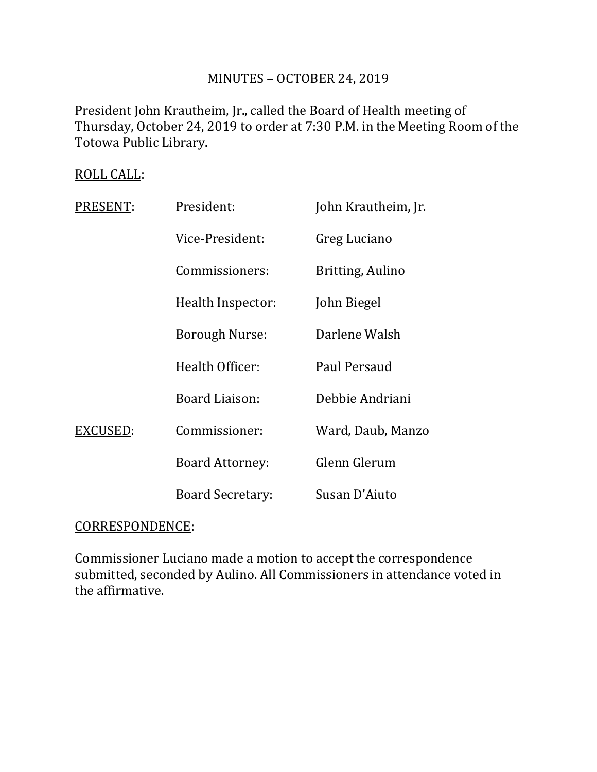# MINUTES – OCTOBER 24, 2019

President John Krautheim, Jr., called the Board of Health meeting of Thursday, October 24, 2019 to order at 7:30 P.M. in the Meeting Room of the Totowa Public Library.

ROLL CALL:

| | | |
|---|---|---|
| PRESENT: | President: | John Krautheim, Jr. |
| | Vice-President: | Greg Luciano |
| | Commissioners: | Britting, Aulino |
| | Health Inspector: | John Biegel |
| | Borough Nurse: | Darlene Walsh |
| | Health Officer: | Paul Persaud |
| | Board Liaison: | Debbie Andriani |
| EXCUSED: | Commissioner: | Ward, Daub, Manzo |
| | Board Attorney: | Glenn Glerum |
| | Board Secretary: | Susan D'Aiuto |

CORRESPONDENCE:

Commissioner Luciano made a motion to accept the correspondence submitted, seconded by Aulino. All Commissioners in attendance voted in the affirmative.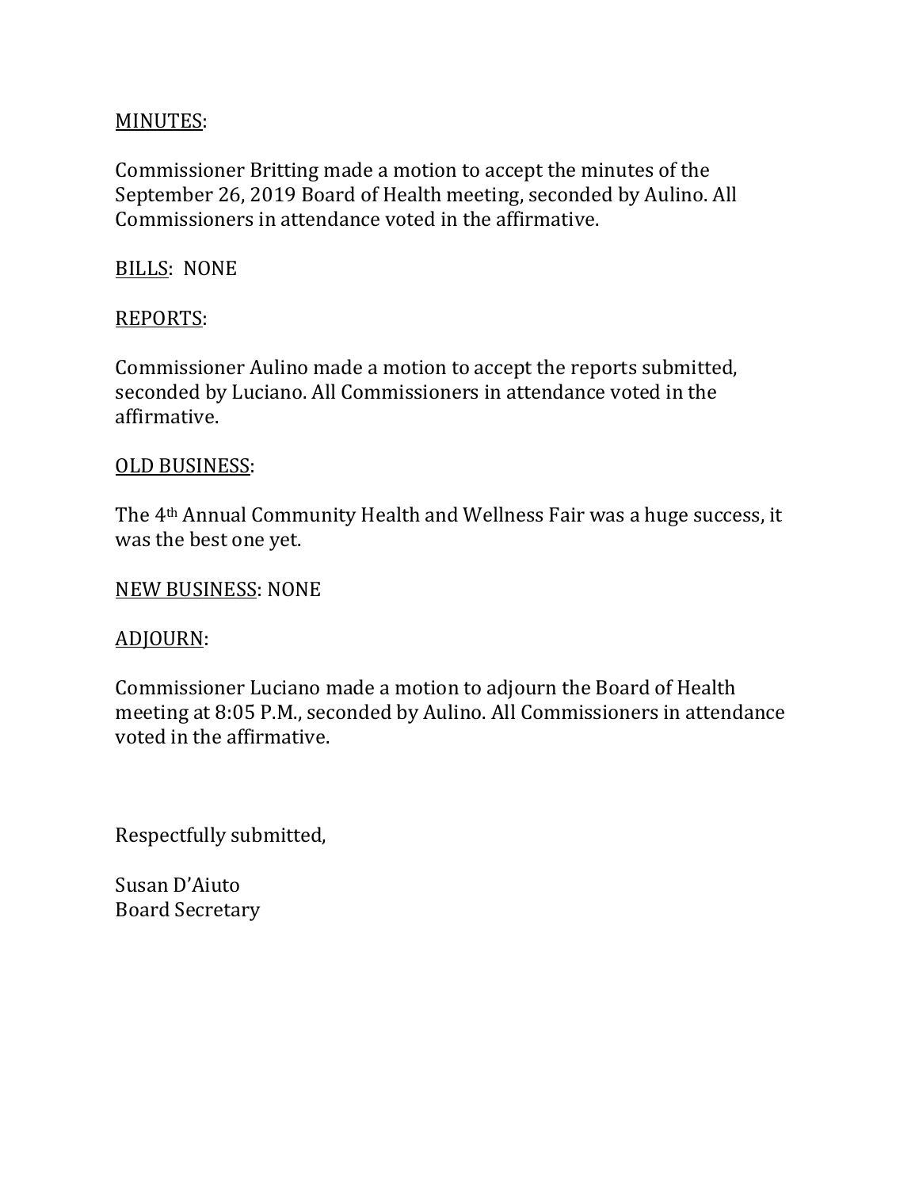MINUTES:

Commissioner Britting made a motion to accept the minutes of the September 26, 2019 Board of Health meeting, seconded by Aulino. All Commissioners in attendance voted in the affirmative.

BILLS: NONE

REPORTS:

Commissioner Aulino made a motion to accept the reports submitted, seconded by Luciano. All Commissioners in attendance voted in the affirmative.

OLD BUSINESS:

The 4th Annual Community Health and Wellness Fair was a huge success, it was the best one yet.

NEW BUSINESS: NONE

ADJOURN:

Commissioner Luciano made a motion to adjourn the Board of Health meeting at 8:05 P.M., seconded by Aulino. All Commissioners in attendance voted in the affirmative.

Respectfully submitted,

Susan D'Aiuto
Board Secretary